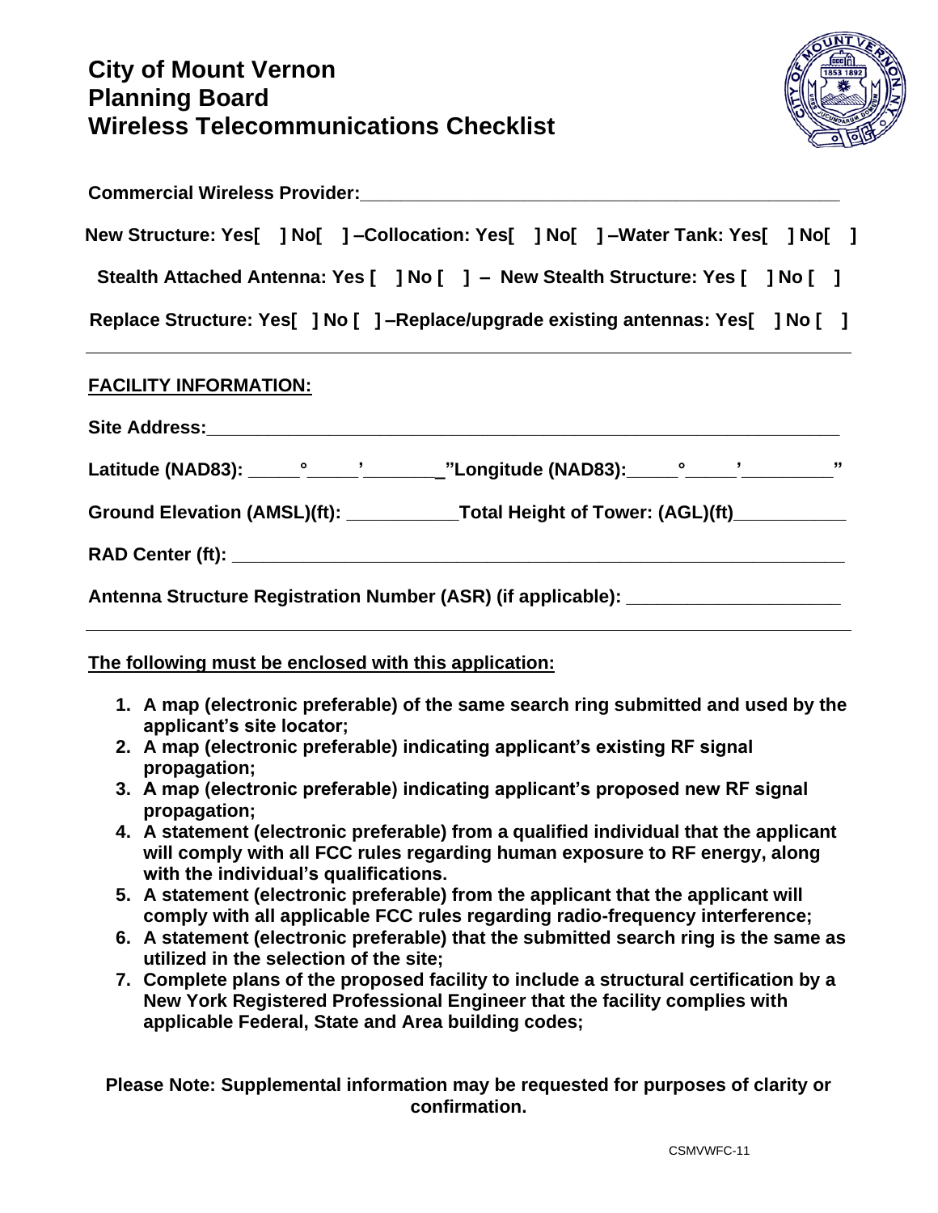# City of Mount Vernon
# Planning Board
# Wireless Telecommunications Checklist

**Commercial Wireless Provider:**___________________________________________________

**New Structure: Yes[ ] No[ ] –Collocation: Yes[ ] No[ ] –Water Tank: Yes[ ] No[ ]**

**Stealth Attached Antenna: Yes [ ] No [ ] – New Stealth Structure: Yes [ ] No [ ]**

**Replace Structure: Yes[ ] No [ ] –Replace/upgrade existing antennas: Yes[ ] No [ ]**

---

## FACILITY INFORMATION:

**Site Address:**___________________________________________________________

**Latitude (NAD83):** _____°_____'________"**Longitude (NAD83):**_____°_____'_________"

**Ground Elevation (AMSL)(ft):** ___________**Total Height of Tower: (AGL)(ft)**___________

**RAD Center (ft):** ___________________________________________________________

**Antenna Structure Registration Number (ASR) (if applicable):** _____________________

---

**The following must be enclosed with this application:**

1. **A map (electronic preferable) of the same search ring submitted and used by the applicant's site locator;**
2. **A map (electronic preferable) indicating applicant's existing RF signal propagation;**
3. **A map (electronic preferable) indicating applicant's proposed new RF signal propagation;**
4. **A statement (electronic preferable) from a qualified individual that the applicant will comply with all FCC rules regarding human exposure to RF energy, along with the individual's qualifications.**
5. **A statement (electronic preferable) from the applicant that the applicant will comply with all applicable FCC rules regarding radio-frequency interference;**
6. **A statement (electronic preferable) that the submitted search ring is the same as utilized in the selection of the site;**
7. **Complete plans of the proposed facility to include a structural certification by a New York Registered Professional Engineer that the facility complies with applicable Federal, State and Area building codes;**

**Please Note: Supplemental information may be requested for purposes of clarity or confirmation.**

CSMVWFC-11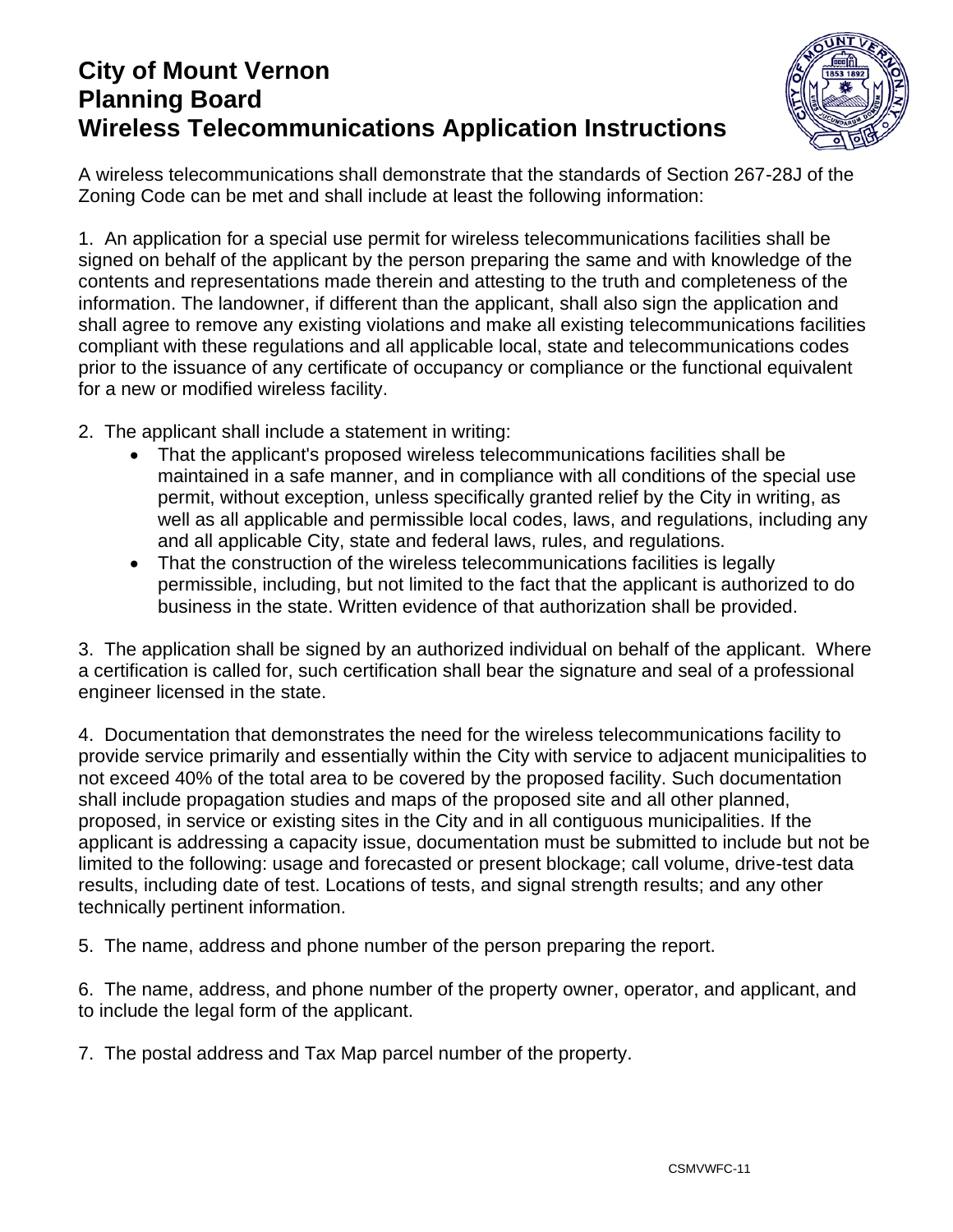# City of Mount Vernon Planning Board Wireless Telecommunications Application Instructions

A wireless telecommunications shall demonstrate that the standards of Section 267-28J of the Zoning Code can be met and shall include at least the following information:

1. An application for a special use permit for wireless telecommunications facilities shall be signed on behalf of the applicant by the person preparing the same and with knowledge of the contents and representations made therein and attesting to the truth and completeness of the information. The landowner, if different than the applicant, shall also sign the application and shall agree to remove any existing violations and make all existing telecommunications facilities compliant with these regulations and all applicable local, state and telecommunications codes prior to the issuance of any certificate of occupancy or compliance or the functional equivalent for a new or modified wireless facility.

2. The applicant shall include a statement in writing:
   - That the applicant's proposed wireless telecommunications facilities shall be maintained in a safe manner, and in compliance with all conditions of the special use permit, without exception, unless specifically granted relief by the City in writing, as well as all applicable and permissible local codes, laws, and regulations, including any and all applicable City, state and federal laws, rules, and regulations.
   - That the construction of the wireless telecommunications facilities is legally permissible, including, but not limited to the fact that the applicant is authorized to do business in the state. Written evidence of that authorization shall be provided.

3. The application shall be signed by an authorized individual on behalf of the applicant. Where a certification is called for, such certification shall bear the signature and seal of a professional engineer licensed in the state.

4. Documentation that demonstrates the need for the wireless telecommunications facility to provide service primarily and essentially within the City with service to adjacent municipalities to not exceed 40% of the total area to be covered by the proposed facility. Such documentation shall include propagation studies and maps of the proposed site and all other planned, proposed, in service or existing sites in the City and in all contiguous municipalities. If the applicant is addressing a capacity issue, documentation must be submitted to include but not be limited to the following: usage and forecasted or present blockage; call volume, drive-test data results, including date of test. Locations of tests, and signal strength results; and any other technically pertinent information.

5. The name, address and phone number of the person preparing the report.

6. The name, address, and phone number of the property owner, operator, and applicant, and to include the legal form of the applicant.

7. The postal address and Tax Map parcel number of the property.

CSMVWFC-11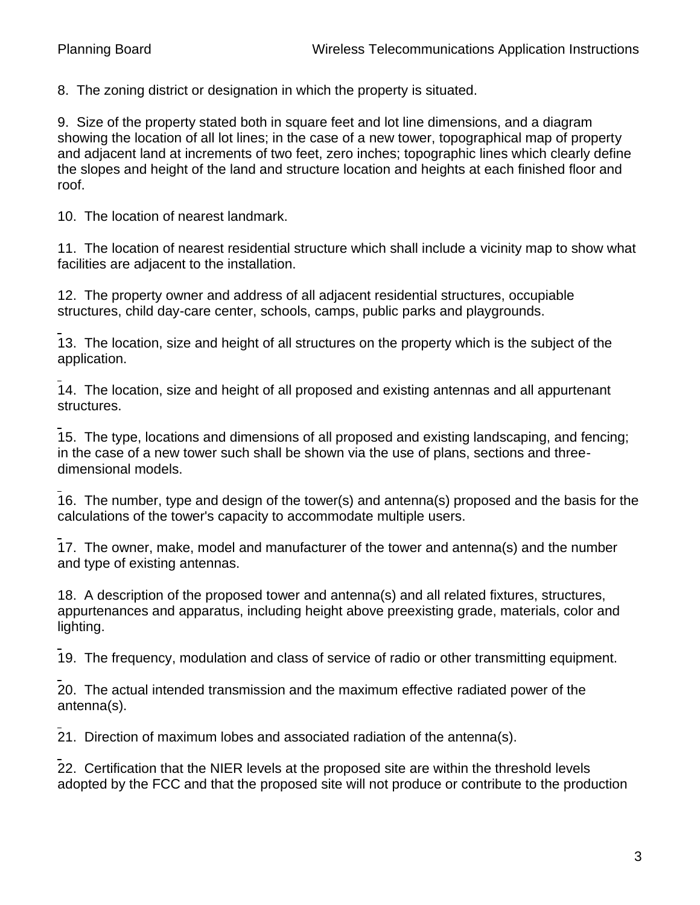8. The zoning district or designation in which the property is situated.

9. Size of the property stated both in square feet and lot line dimensions, and a diagram showing the location of all lot lines; in the case of a new tower, topographical map of property and adjacent land at increments of two feet, zero inches; topographic lines which clearly define the slopes and height of the land and structure location and heights at each finished floor and roof.

10. The location of nearest landmark.

11. The location of nearest residential structure which shall include a vicinity map to show what facilities are adjacent to the installation.

12. The property owner and address of all adjacent residential structures, occupiable structures, child day-care center, schools, camps, public parks and playgrounds.

13. The location, size and height of all structures on the property which is the subject of the application.

14. The location, size and height of all proposed and existing antennas and all appurtenant structures.

15. The type, locations and dimensions of all proposed and existing landscaping, and fencing; in the case of a new tower such shall be shown via the use of plans, sections and three-dimensional models.

16. The number, type and design of the tower(s) and antenna(s) proposed and the basis for the calculations of the tower's capacity to accommodate multiple users.

17. The owner, make, model and manufacturer of the tower and antenna(s) and the number and type of existing antennas.

18. A description of the proposed tower and antenna(s) and all related fixtures, structures, appurtenances and apparatus, including height above preexisting grade, materials, color and lighting.

19. The frequency, modulation and class of service of radio or other transmitting equipment.

20. The actual intended transmission and the maximum effective radiated power of the antenna(s).

21. Direction of maximum lobes and associated radiation of the antenna(s).

22. Certification that the NIER levels at the proposed site are within the threshold levels adopted by the FCC and that the proposed site will not produce or contribute to the production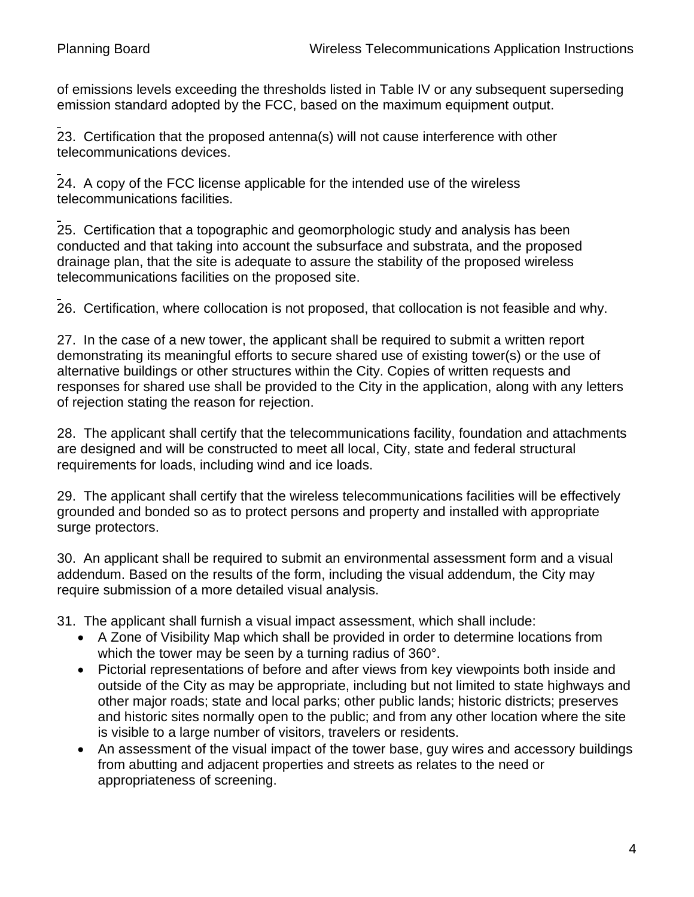of emissions levels exceeding the thresholds listed in Table IV or any subsequent superseding emission standard adopted by the FCC, based on the maximum equipment output.

23. Certification that the proposed antenna(s) will not cause interference with other telecommunications devices.

24. A copy of the FCC license applicable for the intended use of the wireless telecommunications facilities.

25. Certification that a topographic and geomorphologic study and analysis has been conducted and that taking into account the subsurface and substrata, and the proposed drainage plan, that the site is adequate to assure the stability of the proposed wireless telecommunications facilities on the proposed site.

26. Certification, where collocation is not proposed, that collocation is not feasible and why.

27. In the case of a new tower, the applicant shall be required to submit a written report demonstrating its meaningful efforts to secure shared use of existing tower(s) or the use of alternative buildings or other structures within the City. Copies of written requests and responses for shared use shall be provided to the City in the application, along with any letters of rejection stating the reason for rejection.

28. The applicant shall certify that the telecommunications facility, foundation and attachments are designed and will be constructed to meet all local, City, state and federal structural requirements for loads, including wind and ice loads.

29. The applicant shall certify that the wireless telecommunications facilities will be effectively grounded and bonded so as to protect persons and property and installed with appropriate surge protectors.

30. An applicant shall be required to submit an environmental assessment form and a visual addendum. Based on the results of the form, including the visual addendum, the City may require submission of a more detailed visual analysis.

31. The applicant shall furnish a visual impact assessment, which shall include:

- A Zone of Visibility Map which shall be provided in order to determine locations from which the tower may be seen by a turning radius of 360°.
- Pictorial representations of before and after views from key viewpoints both inside and outside of the City as may be appropriate, including but not limited to state highways and other major roads; state and local parks; other public lands; historic districts; preserves and historic sites normally open to the public; and from any other location where the site is visible to a large number of visitors, travelers or residents.
- An assessment of the visual impact of the tower base, guy wires and accessory buildings from abutting and adjacent properties and streets as relates to the need or appropriateness of screening.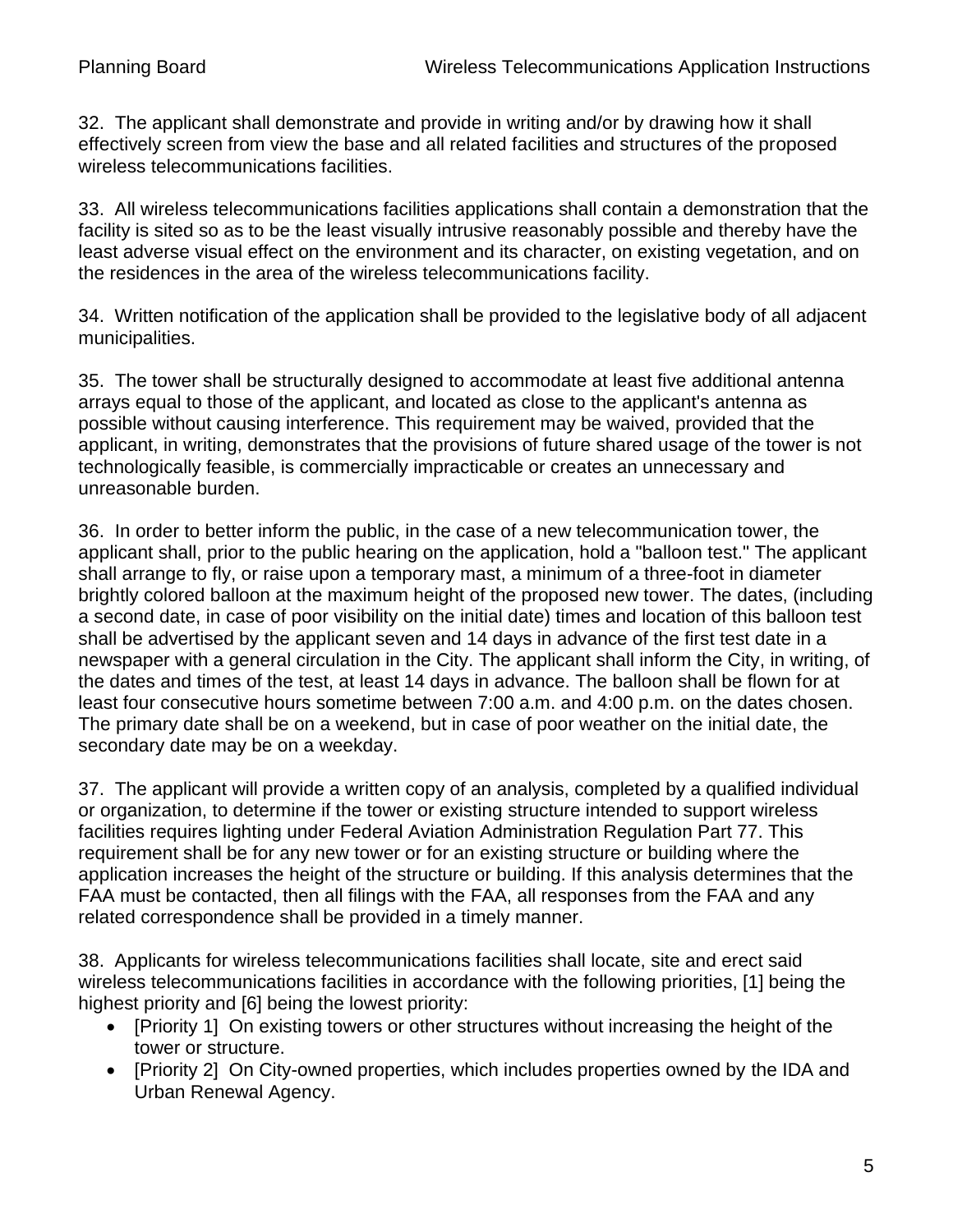32. The applicant shall demonstrate and provide in writing and/or by drawing how it shall effectively screen from view the base and all related facilities and structures of the proposed wireless telecommunications facilities.

33. All wireless telecommunications facilities applications shall contain a demonstration that the facility is sited so as to be the least visually intrusive reasonably possible and thereby have the least adverse visual effect on the environment and its character, on existing vegetation, and on the residences in the area of the wireless telecommunications facility.

34. Written notification of the application shall be provided to the legislative body of all adjacent municipalities.

35. The tower shall be structurally designed to accommodate at least five additional antenna arrays equal to those of the applicant, and located as close to the applicant's antenna as possible without causing interference. This requirement may be waived, provided that the applicant, in writing, demonstrates that the provisions of future shared usage of the tower is not technologically feasible, is commercially impracticable or creates an unnecessary and unreasonable burden.

36. In order to better inform the public, in the case of a new telecommunication tower, the applicant shall, prior to the public hearing on the application, hold a "balloon test." The applicant shall arrange to fly, or raise upon a temporary mast, a minimum of a three-foot in diameter brightly colored balloon at the maximum height of the proposed new tower. The dates, (including a second date, in case of poor visibility on the initial date) times and location of this balloon test shall be advertised by the applicant seven and 14 days in advance of the first test date in a newspaper with a general circulation in the City. The applicant shall inform the City, in writing, of the dates and times of the test, at least 14 days in advance. The balloon shall be flown for at least four consecutive hours sometime between 7:00 a.m. and 4:00 p.m. on the dates chosen. The primary date shall be on a weekend, but in case of poor weather on the initial date, the secondary date may be on a weekday.

37. The applicant will provide a written copy of an analysis, completed by a qualified individual or organization, to determine if the tower or existing structure intended to support wireless facilities requires lighting under Federal Aviation Administration Regulation Part 77. This requirement shall be for any new tower or for an existing structure or building where the application increases the height of the structure or building. If this analysis determines that the FAA must be contacted, then all filings with the FAA, all responses from the FAA and any related correspondence shall be provided in a timely manner.

38. Applicants for wireless telecommunications facilities shall locate, site and erect said wireless telecommunications facilities in accordance with the following priorities, [1] being the highest priority and [6] being the lowest priority:

- [Priority 1] On existing towers or other structures without increasing the height of the tower or structure.
- [Priority 2] On City-owned properties, which includes properties owned by the IDA and Urban Renewal Agency.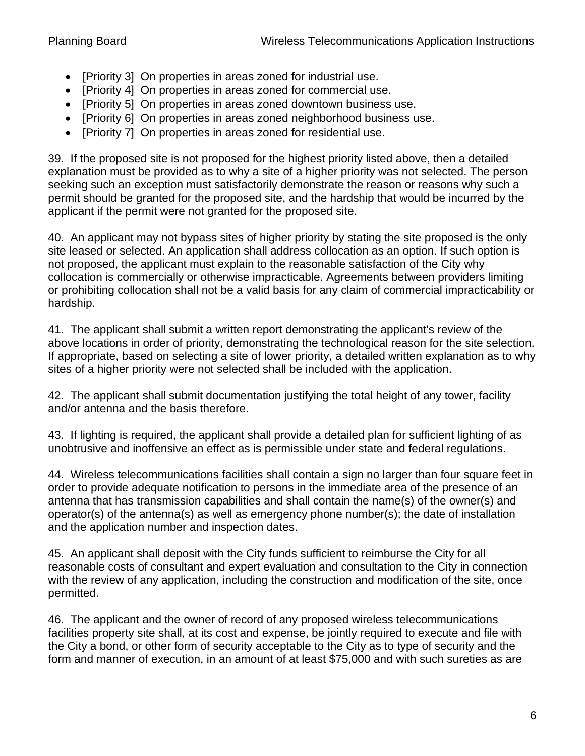- [Priority 3] On properties in areas zoned for industrial use.
- [Priority 4] On properties in areas zoned for commercial use.
- [Priority 5] On properties in areas zoned downtown business use.
- [Priority 6] On properties in areas zoned neighborhood business use.
- [Priority 7] On properties in areas zoned for residential use.

39. If the proposed site is not proposed for the highest priority listed above, then a detailed explanation must be provided as to why a site of a higher priority was not selected. The person seeking such an exception must satisfactorily demonstrate the reason or reasons why such a permit should be granted for the proposed site, and the hardship that would be incurred by the applicant if the permit were not granted for the proposed site.

40. An applicant may not bypass sites of higher priority by stating the site proposed is the only site leased or selected. An application shall address collocation as an option. If such option is not proposed, the applicant must explain to the reasonable satisfaction of the City why collocation is commercially or otherwise impracticable. Agreements between providers limiting or prohibiting collocation shall not be a valid basis for any claim of commercial impracticability or hardship.

41. The applicant shall submit a written report demonstrating the applicant's review of the above locations in order of priority, demonstrating the technological reason for the site selection. If appropriate, based on selecting a site of lower priority, a detailed written explanation as to why sites of a higher priority were not selected shall be included with the application.

42. The applicant shall submit documentation justifying the total height of any tower, facility and/or antenna and the basis therefore.

43. If lighting is required, the applicant shall provide a detailed plan for sufficient lighting of as unobtrusive and inoffensive an effect as is permissible under state and federal regulations.

44. Wireless telecommunications facilities shall contain a sign no larger than four square feet in order to provide adequate notification to persons in the immediate area of the presence of an antenna that has transmission capabilities and shall contain the name(s) of the owner(s) and operator(s) of the antenna(s) as well as emergency phone number(s); the date of installation and the application number and inspection dates.

45. An applicant shall deposit with the City funds sufficient to reimburse the City for all reasonable costs of consultant and expert evaluation and consultation to the City in connection with the review of any application, including the construction and modification of the site, once permitted.

46. The applicant and the owner of record of any proposed wireless telecommunications facilities property site shall, at its cost and expense, be jointly required to execute and file with the City a bond, or other form of security acceptable to the City as to type of security and the form and manner of execution, in an amount of at least $75,000 and with such sureties as are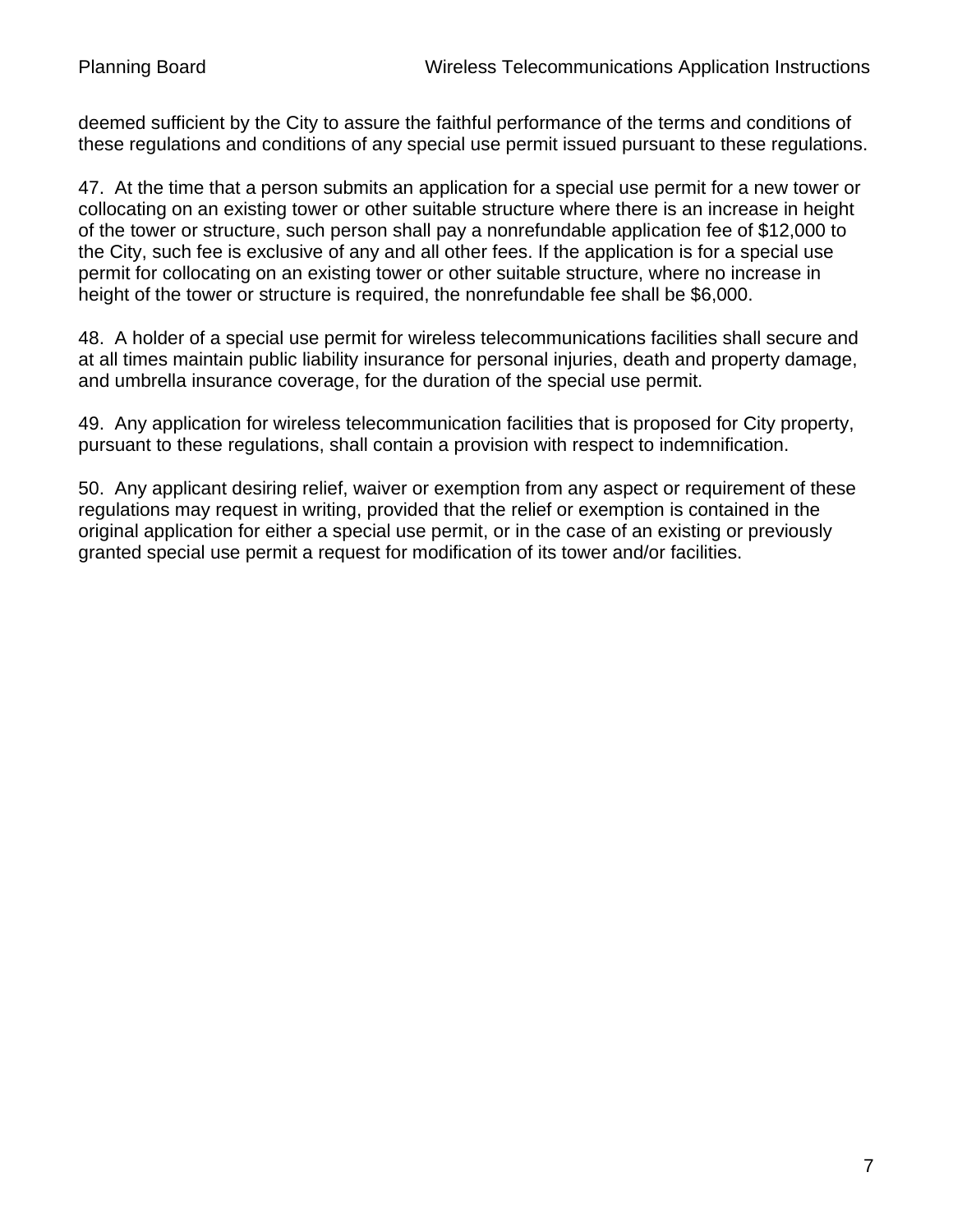deemed sufficient by the City to assure the faithful performance of the terms and conditions of these regulations and conditions of any special use permit issued pursuant to these regulations.

47. At the time that a person submits an application for a special use permit for a new tower or collocating on an existing tower or other suitable structure where there is an increase in height of the tower or structure, such person shall pay a nonrefundable application fee of $12,000 to the City, such fee is exclusive of any and all other fees. If the application is for a special use permit for collocating on an existing tower or other suitable structure, where no increase in height of the tower or structure is required, the nonrefundable fee shall be $6,000.

48. A holder of a special use permit for wireless telecommunications facilities shall secure and at all times maintain public liability insurance for personal injuries, death and property damage, and umbrella insurance coverage, for the duration of the special use permit.

49. Any application for wireless telecommunication facilities that is proposed for City property, pursuant to these regulations, shall contain a provision with respect to indemnification.

50. Any applicant desiring relief, waiver or exemption from any aspect or requirement of these regulations may request in writing, provided that the relief or exemption is contained in the original application for either a special use permit, or in the case of an existing or previously granted special use permit a request for modification of its tower and/or facilities.